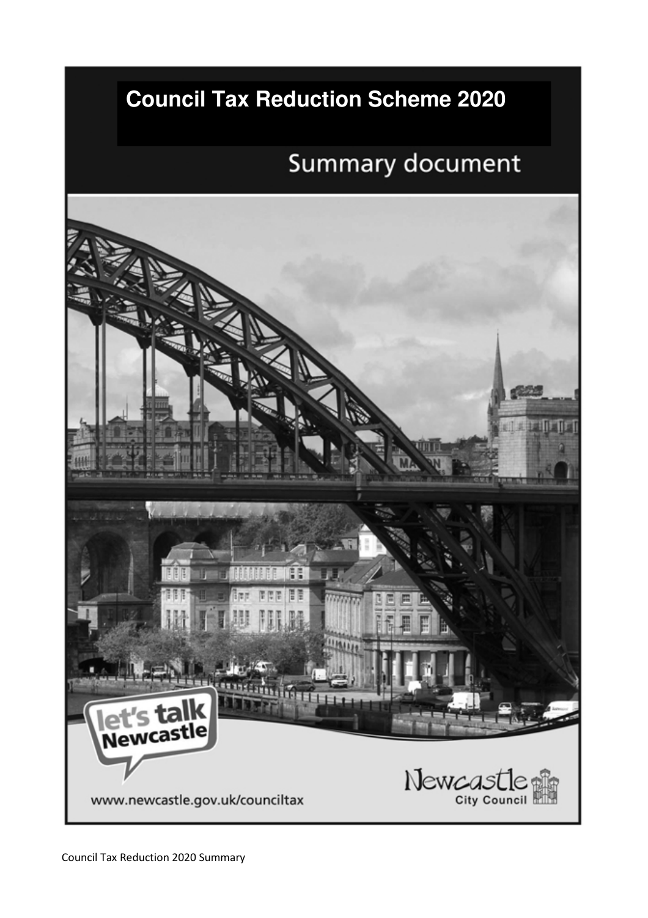# Council Tax Reduction Scheme 2020

## Summary document

let's talk Newcastle

www.newcastle.gov.uk/counciltax

Newcastle City Council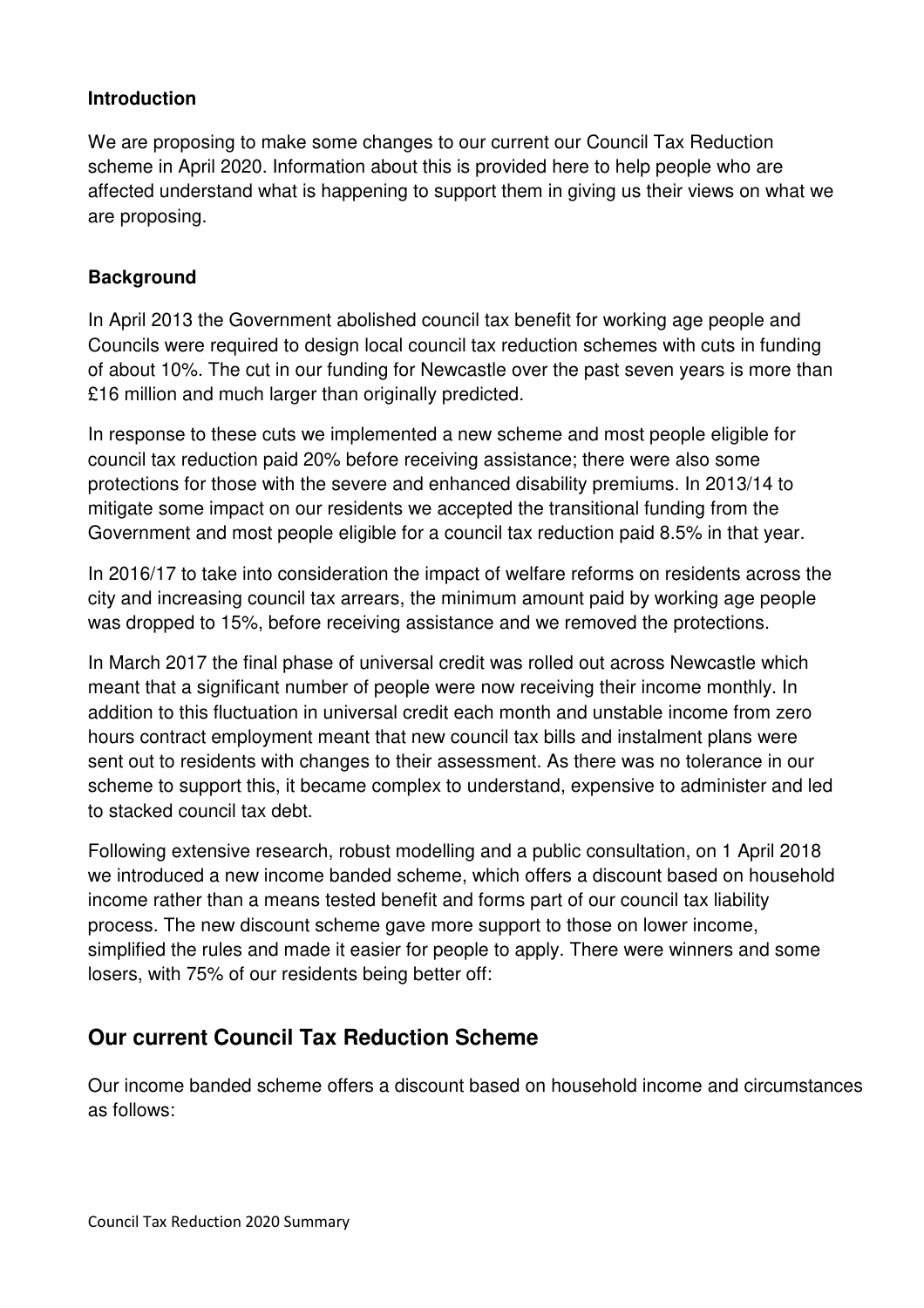**Introduction**

We are proposing to make some changes to our current our Council Tax Reduction scheme in April 2020. Information about this is provided here to help people who are affected understand what is happening to support them in giving us their views on what we are proposing.

**Background**

In April 2013 the Government abolished council tax benefit for working age people and Councils were required to design local council tax reduction schemes with cuts in funding of about 10%. The cut in our funding for Newcastle over the past seven years is more than £16 million and much larger than originally predicted.

In response to these cuts we implemented a new scheme and most people eligible for council tax reduction paid 20% before receiving assistance; there were also some protections for those with the severe and enhanced disability premiums. In 2013/14 to mitigate some impact on our residents we accepted the transitional funding from the Government and most people eligible for a council tax reduction paid 8.5% in that year.

In 2016/17 to take into consideration the impact of welfare reforms on residents across the city and increasing council tax arrears, the minimum amount paid by working age people was dropped to 15%, before receiving assistance and we removed the protections.

In March 2017 the final phase of universal credit was rolled out across Newcastle which meant that a significant number of people were now receiving their income monthly. In addition to this fluctuation in universal credit each month and unstable income from zero hours contract employment meant that new council tax bills and instalment plans were sent out to residents with changes to their assessment. As there was no tolerance in our scheme to support this, it became complex to understand, expensive to administer and led to stacked council tax debt.

Following extensive research, robust modelling and a public consultation, on 1 April 2018 we introduced a new income banded scheme, which offers a discount based on household income rather than a means tested benefit and forms part of our council tax liability process. The new discount scheme gave more support to those on lower income, simplified the rules and made it easier for people to apply. There were winners and some losers, with 75% of our residents being better off:

## Our current Council Tax Reduction Scheme

Our income banded scheme offers a discount based on household income and circumstances as follows: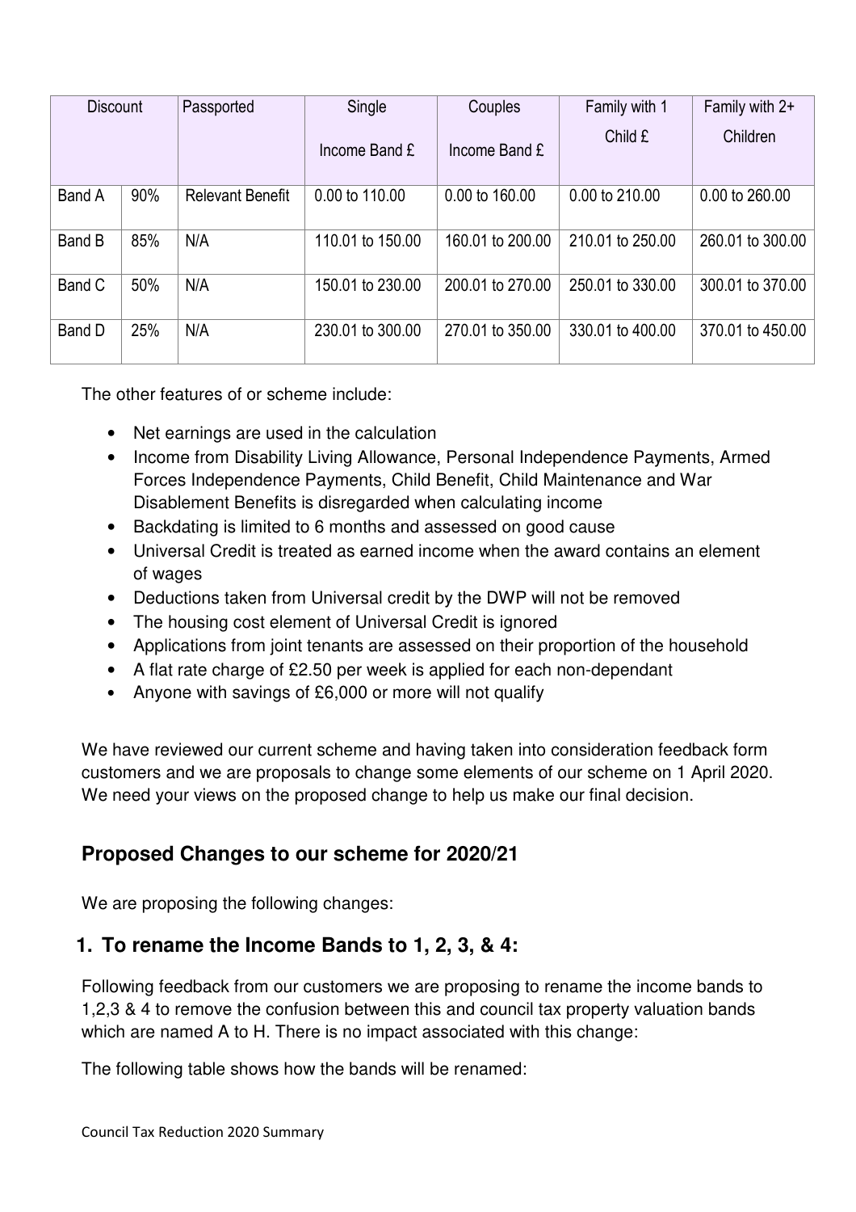| Discount | | Passported | Single Income Band £ | Couples Income Band £ | Family with 1 Child £ | Family with 2+ Children |
|---|---|---|---|---|---|---|
| Band A | 90% | Relevant Benefit | 0.00 to 110.00 | 0.00 to 160.00 | 0.00 to 210.00 | 0.00 to 260.00 |
| Band B | 85% | N/A | 110.01 to 150.00 | 160.01 to 200.00 | 210.01 to 250.00 | 260.01 to 300.00 |
| Band C | 50% | N/A | 150.01 to 230.00 | 200.01 to 270.00 | 250.01 to 330.00 | 300.01 to 370.00 |
| Band D | 25% | N/A | 230.01 to 300.00 | 270.01 to 350.00 | 330.01 to 400.00 | 370.01 to 450.00 |

The other features of or scheme include:

- Net earnings are used in the calculation
- Income from Disability Living Allowance, Personal Independence Payments, Armed Forces Independence Payments, Child Benefit, Child Maintenance and War Disablement Benefits is disregarded when calculating income
- Backdating is limited to 6 months and assessed on good cause
- Universal Credit is treated as earned income when the award contains an element of wages
- Deductions taken from Universal credit by the DWP will not be removed
- The housing cost element of Universal Credit is ignored
- Applications from joint tenants are assessed on their proportion of the household
- A flat rate charge of £2.50 per week is applied for each non-dependant
- Anyone with savings of £6,000 or more will not qualify

We have reviewed our current scheme and having taken into consideration feedback form customers and we are proposals to change some elements of our scheme on 1 April 2020. We need your views on the proposed change to help us make our final decision.

## Proposed Changes to our scheme for 2020/21

We are proposing the following changes:

### 1. To rename the Income Bands to 1, 2, 3, & 4:

Following feedback from our customers we are proposing to rename the income bands to 1,2,3 & 4 to remove the confusion between this and council tax property valuation bands which are named A to H. There is no impact associated with this change:

The following table shows how the bands will be renamed: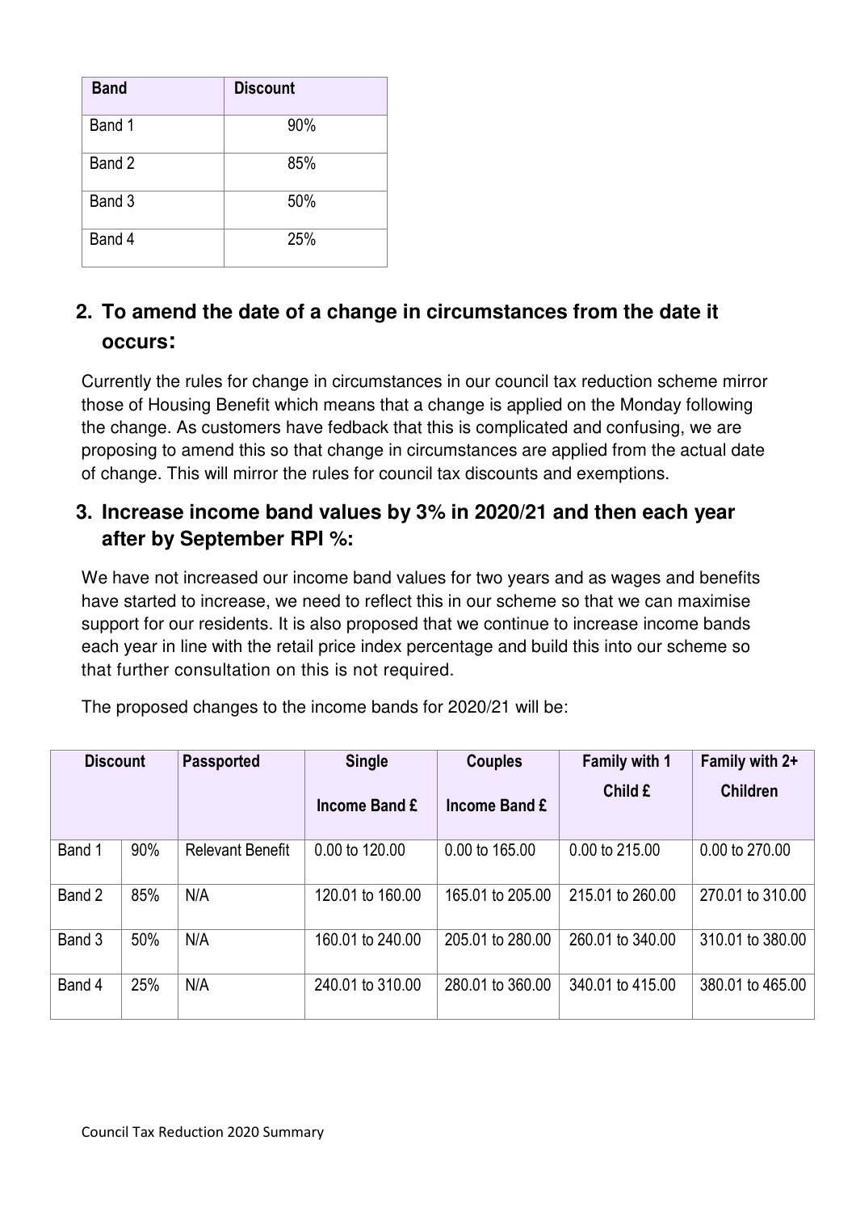| Band | Discount |
|---|---|
| Band 1 | 90% |
| Band 2 | 85% |
| Band 3 | 50% |
| Band 4 | 25% |

## 2. To amend the date of a change in circumstances from the date it occurs:

Currently the rules for change in circumstances in our council tax reduction scheme mirror those of Housing Benefit which means that a change is applied on the Monday following the change. As customers have fedback that this is complicated and confusing, we are proposing to amend this so that change in circumstances are applied from the actual date of change. This will mirror the rules for council tax discounts and exemptions.

## 3. Increase income band values by 3% in 2020/21 and then each year after by September RPI %:

We have not increased our income band values for two years and as wages and benefits have started to increase, we need to reflect this in our scheme so that we can maximise support for our residents. It is also proposed that we continue to increase income bands each year in line with the retail price index percentage and build this into our scheme so that further consultation on this is not required.

The proposed changes to the income bands for 2020/21 will be:

| Discount | | Passported | Single Income Band £ | Couples Income Band £ | Family with 1 Child £ | Family with 2+ Children |
|---|---|---|---|---|---|---|
| Band 1 | 90% | Relevant Benefit | 0.00 to 120.00 | 0.00 to 165.00 | 0.00 to 215.00 | 0.00 to 270.00 |
| Band 2 | 85% | N/A | 120.01 to 160.00 | 165.01 to 205.00 | 215.01 to 260.00 | 270.01 to 310.00 |
| Band 3 | 50% | N/A | 160.01 to 240.00 | 205.01 to 280.00 | 260.01 to 340.00 | 310.01 to 380.00 |
| Band 4 | 25% | N/A | 240.01 to 310.00 | 280.01 to 360.00 | 340.01 to 415.00 | 380.01 to 465.00 |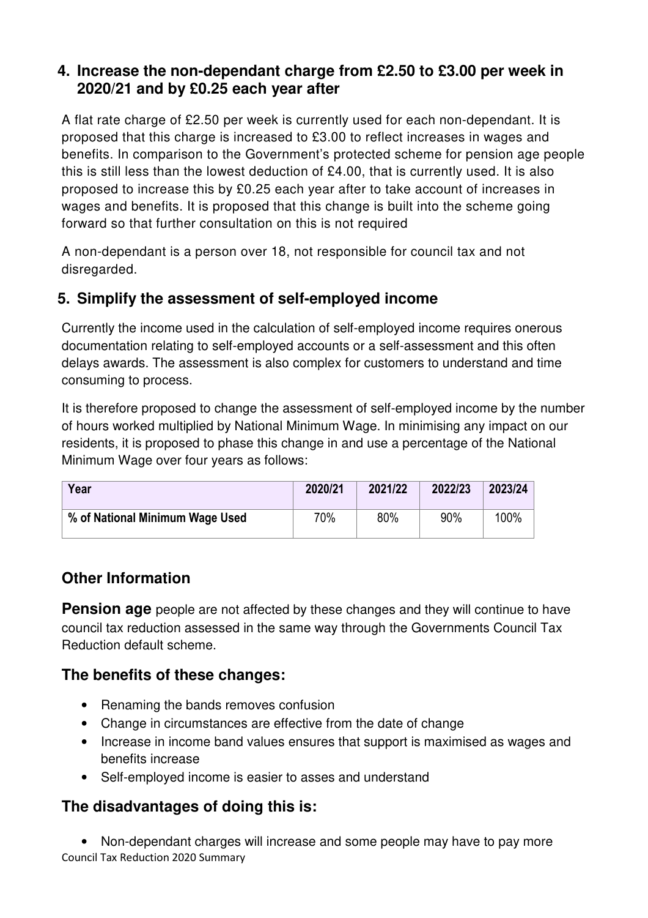## 4. Increase the non-dependant charge from £2.50 to £3.00 per week in 2020/21 and by £0.25 each year after

A flat rate charge of £2.50 per week is currently used for each non-dependant. It is proposed that this charge is increased to £3.00 to reflect increases in wages and benefits. In comparison to the Government's protected scheme for pension age people this is still less than the lowest deduction of £4.00, that is currently used. It is also proposed to increase this by £0.25 each year after to take account of increases in wages and benefits. It is proposed that this change is built into the scheme going forward so that further consultation on this is not required

A non-dependant is a person over 18, not responsible for council tax and not disregarded.

## 5. Simplify the assessment of self-employed income

Currently the income used in the calculation of self-employed income requires onerous documentation relating to self-employed accounts or a self-assessment and this often delays awards. The assessment is also complex for customers to understand and time consuming to process.

It is therefore proposed to change the assessment of self-employed income by the number of hours worked multiplied by National Minimum Wage. In minimising any impact on our residents, it is proposed to phase this change in and use a percentage of the National Minimum Wage over four years as follows:

| Year | 2020/21 | 2021/22 | 2022/23 | 2023/24 |
|---|---|---|---|---|
| % of National Minimum Wage Used | 70% | 80% | 90% | 100% |

## Other Information

**Pension age** people are not affected by these changes and they will continue to have council tax reduction assessed in the same way through the Governments Council Tax Reduction default scheme.

### The benefits of these changes:

- Renaming the bands removes confusion
- Change in circumstances are effective from the date of change
- Increase in income band values ensures that support is maximised as wages and benefits increase
- Self-employed income is easier to asses and understand

### The disadvantages of doing this is:

- Non-dependant charges will increase and some people may have to pay more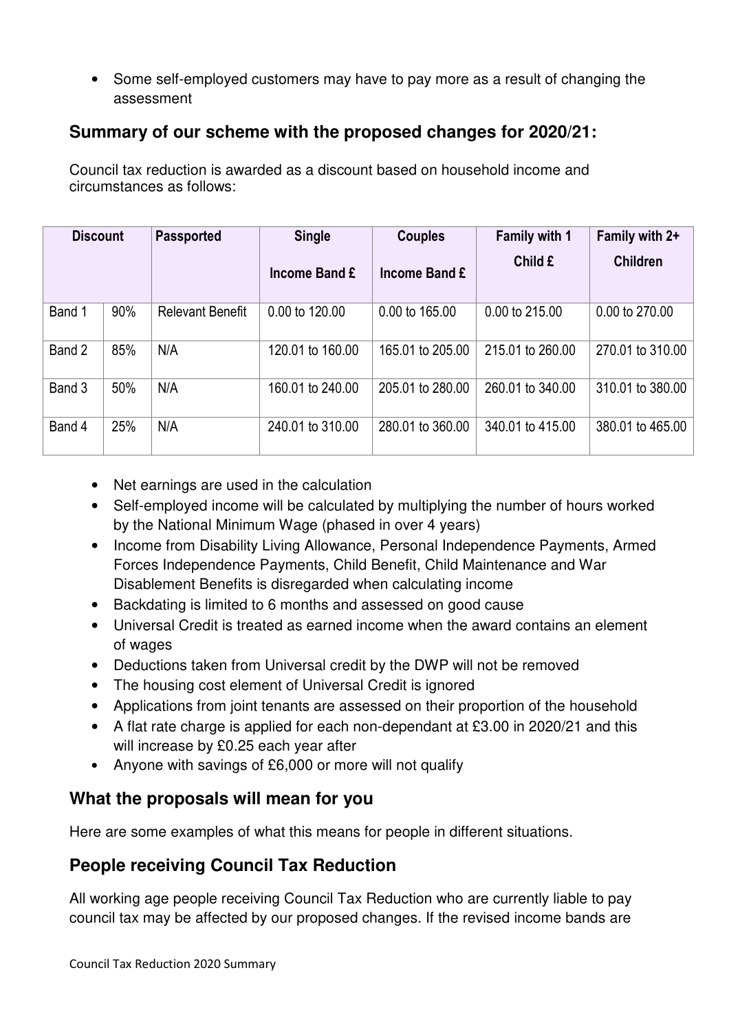- Some self-employed customers may have to pay more as a result of changing the assessment

## Summary of our scheme with the proposed changes for 2020/21:

Council tax reduction is awarded as a discount based on household income and circumstances as follows:

| Discount | | Passported | Single Income Band £ | Couples Income Band £ | Family with 1 Child £ | Family with 2+ Children |
|---|---|---|---|---|---|---|
| Band 1 | 90% | Relevant Benefit | 0.00 to 120.00 | 0.00 to 165.00 | 0.00 to 215.00 | 0.00 to 270.00 |
| Band 2 | 85% | N/A | 120.01 to 160.00 | 165.01 to 205.00 | 215.01 to 260.00 | 270.01 to 310.00 |
| Band 3 | 50% | N/A | 160.01 to 240.00 | 205.01 to 280.00 | 260.01 to 340.00 | 310.01 to 380.00 |
| Band 4 | 25% | N/A | 240.01 to 310.00 | 280.01 to 360.00 | 340.01 to 415.00 | 380.01 to 465.00 |

- Net earnings are used in the calculation
- Self-employed income will be calculated by multiplying the number of hours worked by the National Minimum Wage (phased in over 4 years)
- Income from Disability Living Allowance, Personal Independence Payments, Armed Forces Independence Payments, Child Benefit, Child Maintenance and War Disablement Benefits is disregarded when calculating income
- Backdating is limited to 6 months and assessed on good cause
- Universal Credit is treated as earned income when the award contains an element of wages
- Deductions taken from Universal credit by the DWP will not be removed
- The housing cost element of Universal Credit is ignored
- Applications from joint tenants are assessed on their proportion of the household
- A flat rate charge is applied for each non-dependant at £3.00 in 2020/21 and this will increase by £0.25 each year after
- Anyone with savings of £6,000 or more will not qualify

## What the proposals will mean for you

Here are some examples of what this means for people in different situations.

## People receiving Council Tax Reduction

All working age people receiving Council Tax Reduction who are currently liable to pay council tax may be affected by our proposed changes. If the revised income bands are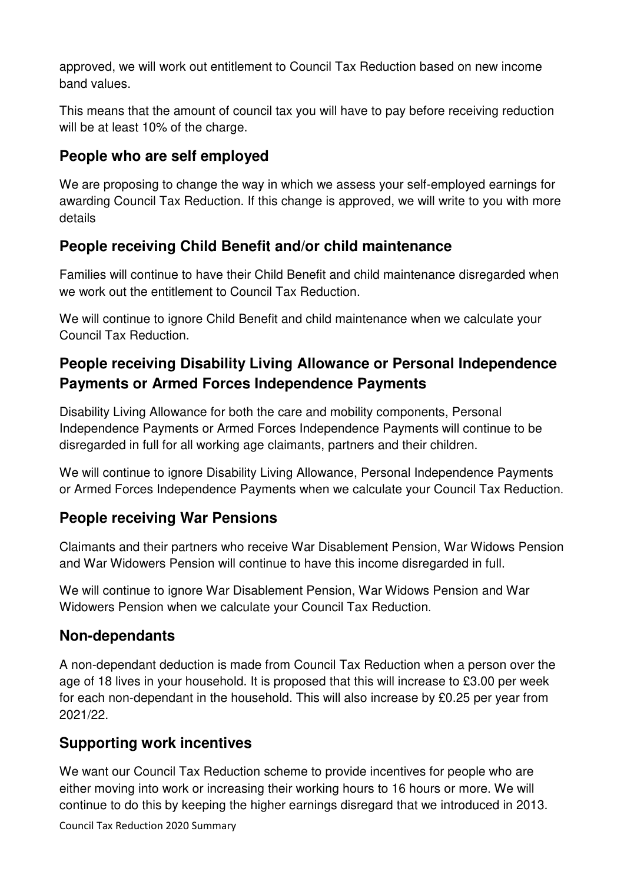approved, we will work out entitlement to Council Tax Reduction based on new income band values.

This means that the amount of council tax you will have to pay before receiving reduction will be at least 10% of the charge.

## People who are self employed

We are proposing to change the way in which we assess your self-employed earnings for awarding Council Tax Reduction. If this change is approved, we will write to you with more details

## People receiving Child Benefit and/or child maintenance

Families will continue to have their Child Benefit and child maintenance disregarded when we work out the entitlement to Council Tax Reduction.

We will continue to ignore Child Benefit and child maintenance when we calculate your Council Tax Reduction.

## People receiving Disability Living Allowance or Personal Independence Payments or Armed Forces Independence Payments

Disability Living Allowance for both the care and mobility components, Personal Independence Payments or Armed Forces Independence Payments will continue to be disregarded in full for all working age claimants, partners and their children.

We will continue to ignore Disability Living Allowance, Personal Independence Payments or Armed Forces Independence Payments when we calculate your Council Tax Reduction.

## People receiving War Pensions

Claimants and their partners who receive War Disablement Pension, War Widows Pension and War Widowers Pension will continue to have this income disregarded in full.

We will continue to ignore War Disablement Pension, War Widows Pension and War Widowers Pension when we calculate your Council Tax Reduction.

## Non-dependants

A non-dependant deduction is made from Council Tax Reduction when a person over the age of 18 lives in your household. It is proposed that this will increase to £3.00 per week for each non-dependant in the household. This will also increase by £0.25 per year from 2021/22.

## Supporting work incentives

We want our Council Tax Reduction scheme to provide incentives for people who are either moving into work or increasing their working hours to 16 hours or more. We will continue to do this by keeping the higher earnings disregard that we introduced in 2013.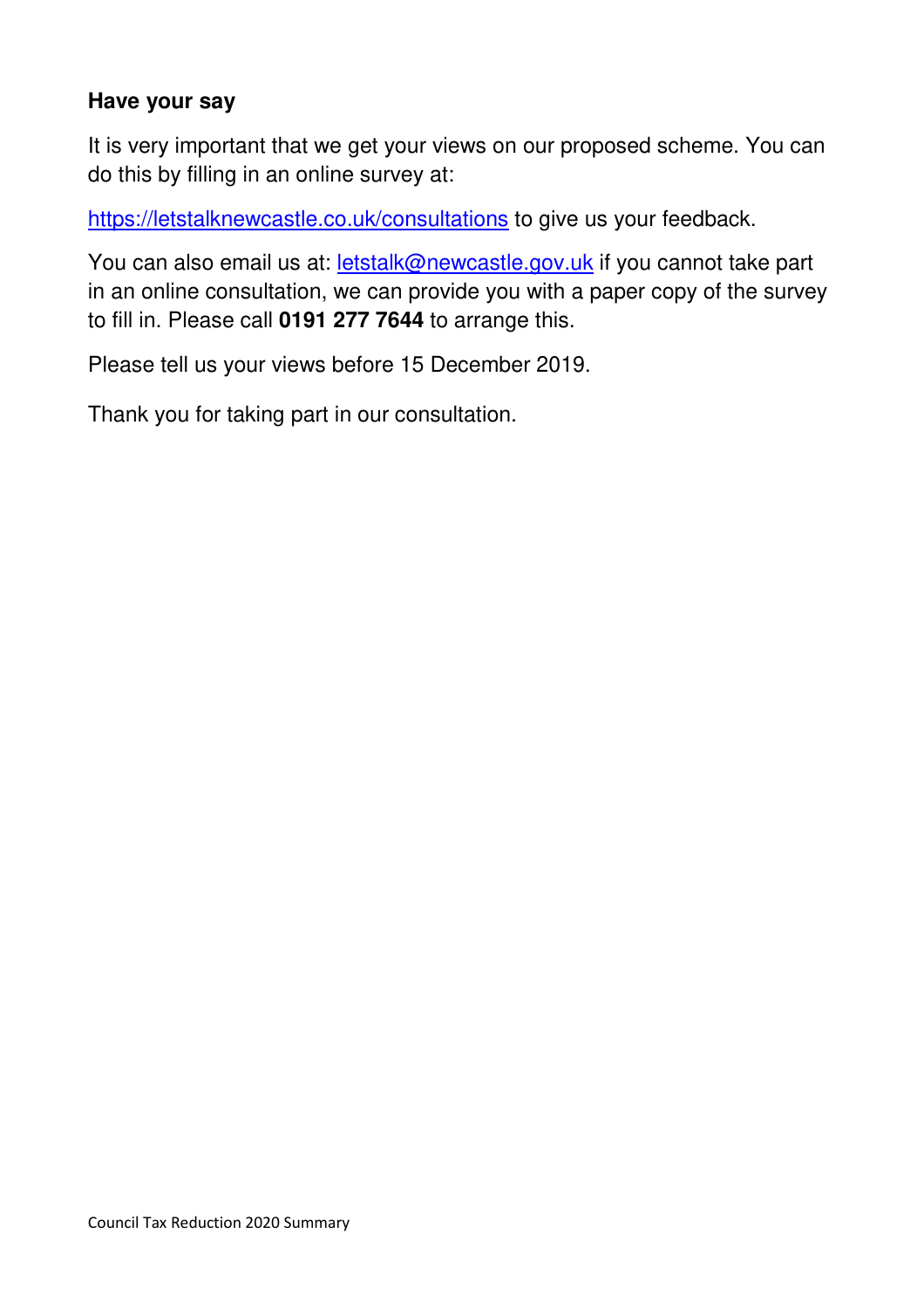**Have your say**

It is very important that we get your views on our proposed scheme. You can do this by filling in an online survey at:

https://letstalknewcastle.co.uk/consultations to give us your feedback.

You can also email us at: letstalk@newcastle.gov.uk if you cannot take part in an online consultation, we can provide you with a paper copy of the survey to fill in. Please call **0191 277 7644** to arrange this.

Please tell us your views before 15 December 2019.

Thank you for taking part in our consultation.